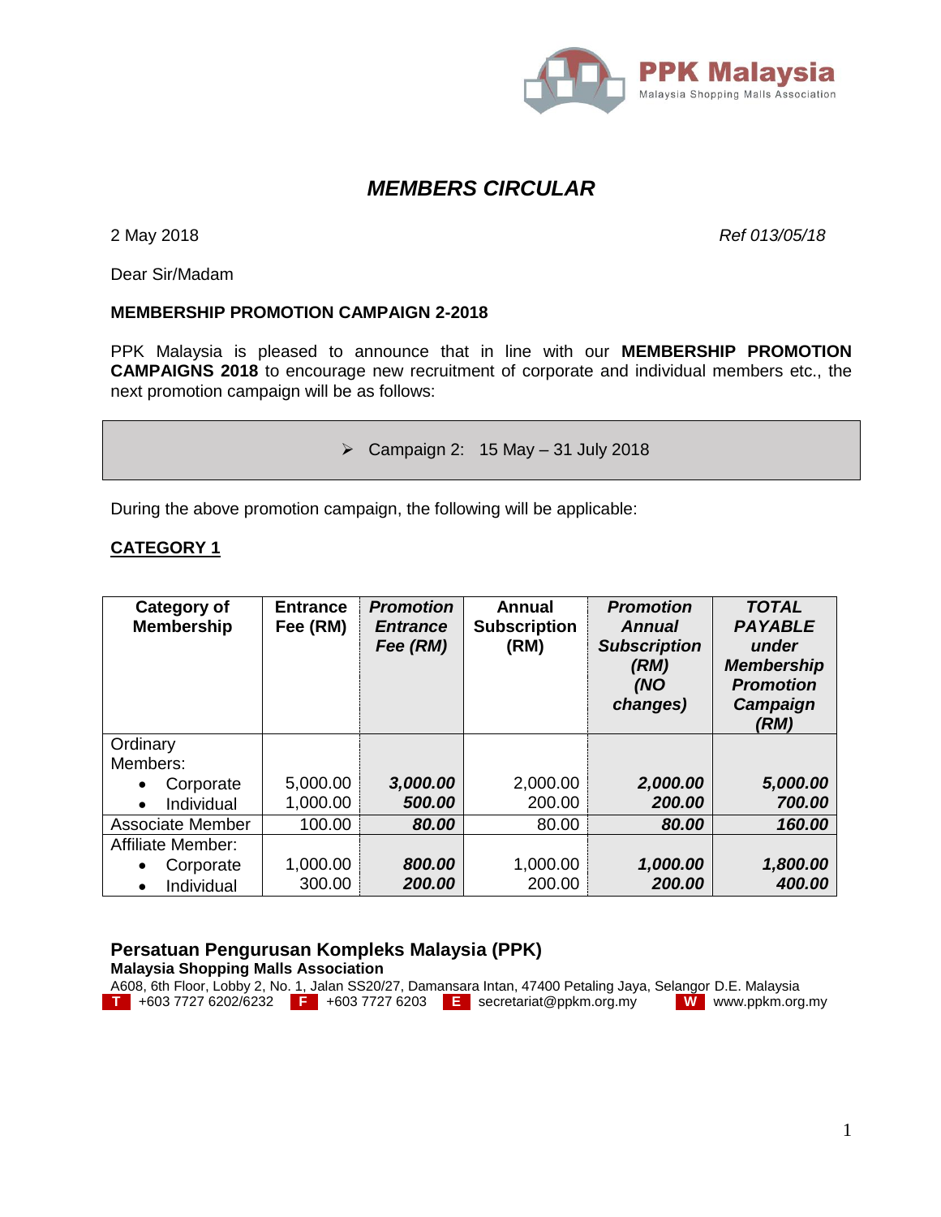PPK Malaysia
Malaysia Shopping Malls Association

# *MEMBERS CIRCULAR*

2 May 2018 *Ref 013/05/18*

Dear Sir/Madam

**MEMBERSHIP PROMOTION CAMPAIGN 2-2018**

PPK Malaysia is pleased to announce that in line with our **MEMBERSHIP PROMOTION CAMPAIGNS 2018** to encourage new recruitment of corporate and individual members etc., the next promotion campaign will be as follows:

- Campaign 2: 15 May – 31 July 2018

During the above promotion campaign, the following will be applicable:

**CATEGORY 1**

| Category of Membership | Entrance Fee (RM) | *Promotion Entrance Fee (RM)* | Annual Subscription (RM) | *Promotion Annual Subscription (RM) (NO changes)* | *TOTAL PAYABLE under Membership Promotion Campaign (RM)* |
|---|---|---|---|---|---|
| Ordinary Members: | | | | | |
| • Corporate | 5,000.00 | ***3,000.00*** | 2,000.00 | ***2,000.00*** | ***5,000.00*** |
| • Individual | 1,000.00 | ***500.00*** | 200.00 | ***200.00*** | ***700.00*** |
| Associate Member | 100.00 | ***80.00*** | 80.00 | ***80.00*** | ***160.00*** |
| Affiliate Member: | | | | | |
| • Corporate | 1,000.00 | ***800.00*** | 1,000.00 | ***1,000.00*** | ***1,800.00*** |
| • Individual | 300.00 | ***200.00*** | 200.00 | ***200.00*** | ***400.00*** |

**Persatuan Pengurusan Kompleks Malaysia (PPK)**
**Malaysia Shopping Malls Association**
A608, 6th Floor, Lobby 2, No. 1, Jalan SS20/27, Damansara Intan, 47400 Petaling Jaya, Selangor D.E. Malaysia
T +603 7727 6202/6232 F +603 7727 6203 E secretariat@ppkm.org.my W www.ppkm.org.my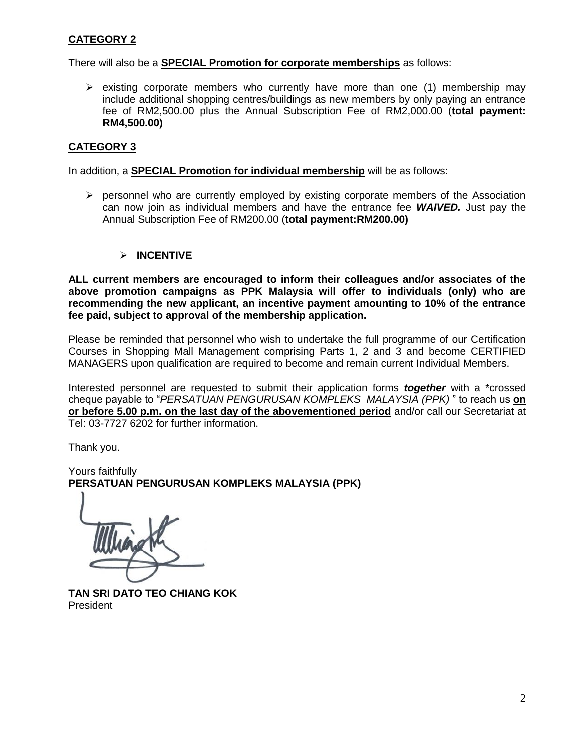## CATEGORY 2

There will also be a **SPECIAL Promotion for corporate memberships** as follows:

- existing corporate members who currently have more than one (1) membership may include additional shopping centres/buildings as new members by only paying an entrance fee of RM2,500.00 plus the Annual Subscription Fee of RM2,000.00 (**total payment: RM4,500.00)**

## CATEGORY 3

In addition, a **SPECIAL Promotion for individual membership** will be as follows:

- personnel who are currently employed by existing corporate members of the Association can now join as individual members and have the entrance fee ***WAIVED.*** Just pay the Annual Subscription Fee of RM200.00 (**total payment:RM200.00)**

- **INCENTIVE**

**ALL current members are encouraged to inform their colleagues and/or associates of the above promotion campaigns as PPK Malaysia will offer to individuals (only) who are recommending the new applicant, an incentive payment amounting to 10% of the entrance fee paid, subject to approval of the membership application.**

Please be reminded that personnel who wish to undertake the full programme of our Certification Courses in Shopping Mall Management comprising Parts 1, 2 and 3 and become CERTIFIED MANAGERS upon qualification are required to become and remain current Individual Members.

Interested personnel are requested to submit their application forms ***together*** with a *crossed cheque payable to "*PERSATUAN PENGURUSAN KOMPLEKS MALAYSIA (PPK)* " to reach us **on or before 5.00 p.m. on the last day of the abovementioned period** and/or call our Secretariat at Tel: 03-7727 6202 for further information.

Thank you.

Yours faithfully
**PERSATUAN PENGURUSAN KOMPLEKS MALAYSIA (PPK)**

**TAN SRI DATO TEO CHIANG KOK**
President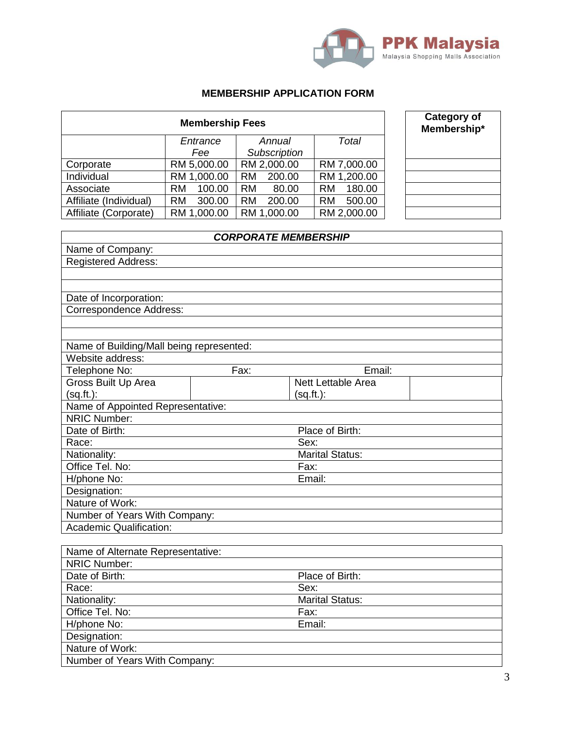PPK Malaysia
Malaysia Shopping Malls Association

## MEMBERSHIP APPLICATION FORM

| **Membership Fees** | | | |
|---|---|---|---|
| | *Entrance Fee* | *Annual Subscription* | *Total* |
| Corporate | RM 5,000.00 | RM 2,000.00 | RM 7,000.00 |
| Individual | RM 1,000.00 | RM 200.00 | RM 1,200.00 |
| Associate | RM 100.00 | RM 80.00 | RM 180.00 |
| Affiliate (Individual) | RM 300.00 | RM 200.00 | RM 500.00 |
| Affiliate (Corporate) | RM 1,000.00 | RM 1,000.00 | RM 2,000.00 |

| **Category of Membership*** |
|---|
| |
| |
| |
| |
| |

| ***CORPORATE MEMBERSHIP*** | | | |
|---|---|---|---|
| Name of Company: | | | |
| Registered Address: | | | |
| | | | |
| | | | |
| Date of Incorporation: | | | |
| Correspondence Address: | | | |
| | | | |
| | | | |
| Name of Building/Mall being represented: | | | |
| Website address: | | | |
| Telephone No: | Fax: | Email: | |
| Gross Built Up Area (sq.ft.): | | Nett Lettable Area (sq.ft.): | |
| Name of Appointed Representative: | | | |
| NRIC Number: | | | |
| Date of Birth: | | Place of Birth: | |
| Race: | | Sex: | |
| Nationality: | | Marital Status: | |
| Office Tel. No: | | Fax: | |
| H/phone No: | | Email: | |
| Designation: | | | |
| Nature of Work: | | | |
| Number of Years With Company: | | | |
| Academic Qualification: | | | |

| | |
|---|---|
| Name of Alternate Representative: | |
| NRIC Number: | |
| Date of Birth: | Place of Birth: |
| Race: | Sex: |
| Nationality: | Marital Status: |
| Office Tel. No: | Fax: |
| H/phone No: | Email: |
| Designation: | |
| Nature of Work: | |
| Number of Years With Company: | |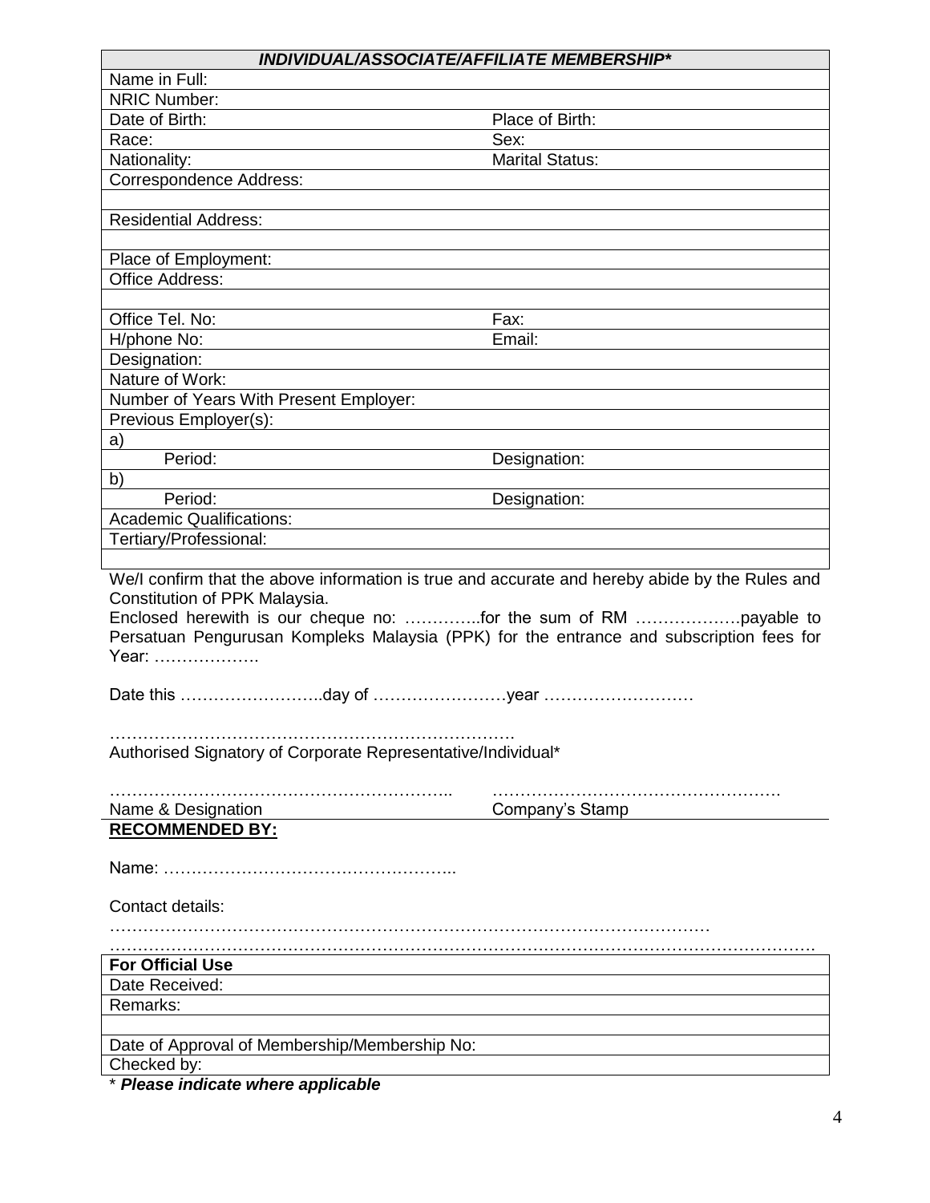| ***INDIVIDUAL/ASSOCIATE/AFFILIATE MEMBERSHIP**** | |
|---|---|
| Name in Full: | |
| NRIC Number: | |
| Date of Birth: | Place of Birth: |
| Race: | Sex: |
| Nationality: | Marital Status: |
| Correspondence Address: | |
| | |
| Residential Address: | |
| | |
| Place of Employment: | |
| Office Address: | |
| | |
| Office Tel. No: | Fax: |
| H/phone No: | Email: |
| Designation: | |
| Nature of Work: | |
| Number of Years With Present Employer: | |
| Previous Employer(s): | |
| a) | |
| Period: | Designation: |
| b) | |
| Period: | Designation: |
| Academic Qualifications: | |
| Tertiary/Professional: | |
| | |

We/I confirm that the above information is true and accurate and hereby abide by the Rules and Constitution of PPK Malaysia.
Enclosed herewith is our cheque no: …………..for the sum of RM ……………….payable to Persatuan Pengurusan Kompleks Malaysia (PPK) for the entrance and subscription fees for Year: ……………….

Date this ……………………..day of ……………………year ………………………

……………………………………………………………….
Authorised Signatory of Corporate Representative/Individual*

……………………………………………………..	……………………………………………
Name & Designation	Company's Stamp

**RECOMMENDED BY:**

Name: ……………………………………………..

Contact details:
……………………………………………………………………………………………
………………………………………………………………………………………………………

| **For Official Use** |
|---|
| Date Received: |
| Remarks: |
| |
| Date of Approval of Membership/Membership No: |
| Checked by: |

\* ***Please indicate where applicable***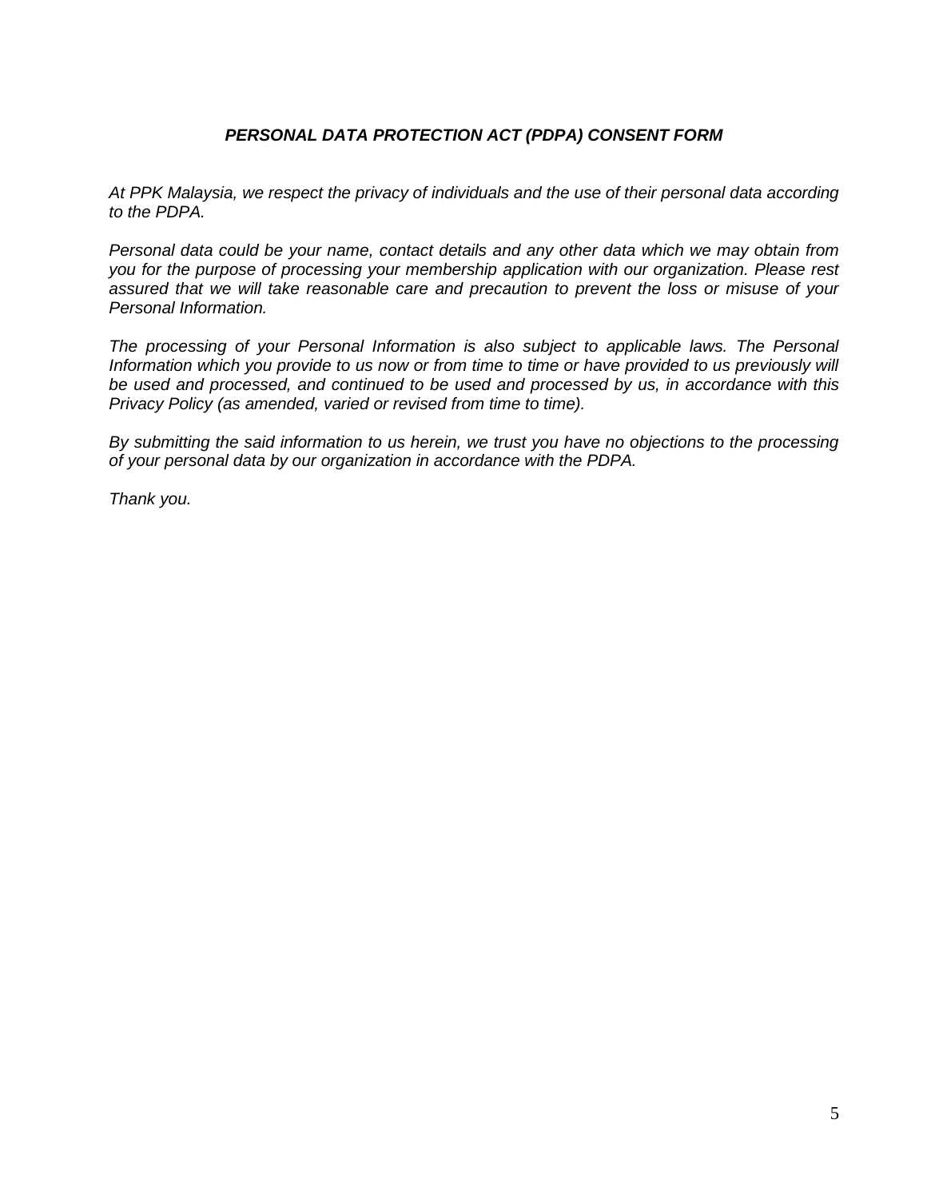## *PERSONAL DATA PROTECTION ACT (PDPA) CONSENT FORM*

*At PPK Malaysia, we respect the privacy of individuals and the use of their personal data according to the PDPA.*

*Personal data could be your name, contact details and any other data which we may obtain from you for the purpose of processing your membership application with our organization. Please rest assured that we will take reasonable care and precaution to prevent the loss or misuse of your Personal Information.*

*The processing of your Personal Information is also subject to applicable laws. The Personal Information which you provide to us now or from time to time or have provided to us previously will be used and processed, and continued to be used and processed by us, in accordance with this Privacy Policy (as amended, varied or revised from time to time).*

*By submitting the said information to us herein, we trust you have no objections to the processing of your personal data by our organization in accordance with the PDPA.*

*Thank you.*